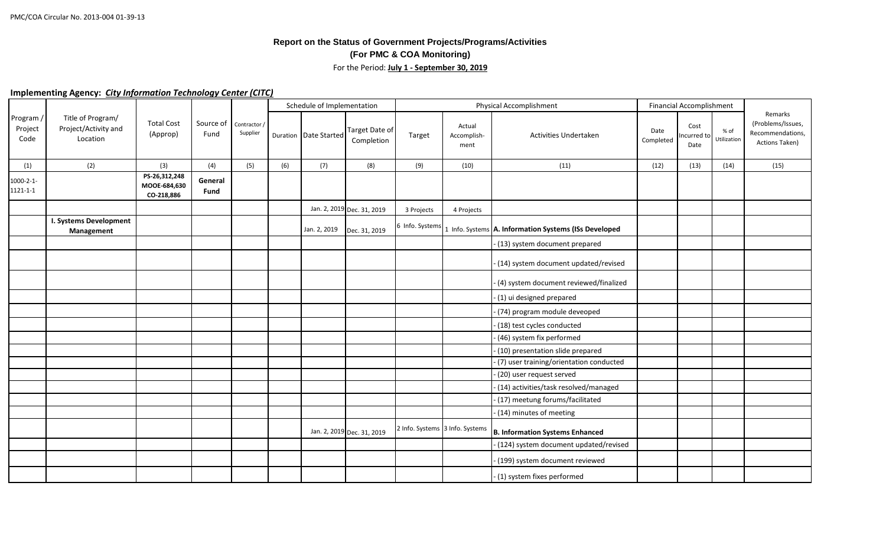PMC/COA Circular No. 2013-004 01-39-13

# Report on the Status of Government Projects/Programs/Activities

## (For PMC & COA Monitoring)

For the Period: **July 1 - September 30, 2019**

**Implementing Agency: *City Information Technology Center (CITC)***

| Program / Project Code | Title of Program/ Project/Activity and Location | Total Cost (Approp) | Source of Fund | Contractor / Supplier | Schedule of Implementation | | | Physical Accomplishment | | | Financial Accomplishment | | | Remarks (Problems/Issues, Recommendations, Actions Taken) |
|---|---|---|---|---|---|---|---|---|---|---|---|---|---|---|
| | | | | | Duration | Date Started | Target Date of Completion | Target | Actual Accomplish-ment | Activities Undertaken | Date Completed | Cost Incurred to Date | % of Utilization | |
| (1) | (2) | (3) | (4) | (5) | (6) | (7) | (8) | (9) | (10) | (11) | (12) | (13) | (14) | (15) |
| 1000-2-1-1121-1-1 | | **PS-26,312,248 MOOE-684,630 CO-218,886** | **General Fund** | | | | | | | | | | | |
| | | | | | | Jan. 2, 2019 | Dec. 31, 2019 | 3 Projects | 4 Projects | | | | | |
| | **I. Systems Development Management** | | | | | Jan. 2, 2019 | Dec. 31, 2019 | 6 Info. Systems | 1 Info. Systems | **A. Information Systems (ISs Developed** | | | | |
| | | | | | | | | | | - (13) system document prepared | | | | |
| | | | | | | | | | | - (14) system document updated/revised | | | | |
| | | | | | | | | | | - (4) system document reviewed/finalized | | | | |
| | | | | | | | | | | - (1) ui designed prepared | | | | |
| | | | | | | | | | | - (74) program module deveoped | | | | |
| | | | | | | | | | | - (18) test cycles conducted | | | | |
| | | | | | | | | | | - (46) system fix performed | | | | |
| | | | | | | | | | | - (10) presentation slide prepared | | | | |
| | | | | | | | | | | - (7) user training/orientation conducted | | | | |
| | | | | | | | | | | - (20) user request served | | | | |
| | | | | | | | | | | - (14) activities/task resolved/managed | | | | |
| | | | | | | | | | | - (17) meetung forums/facilitated | | | | |
| | | | | | | | | | | - (14) minutes of meeting | | | | |
| | | | | | | Jan. 2, 2019 | Dec. 31, 2019 | 2 Info. Systems | 3 Info. Systems | **B. Information Systems Enhanced** | | | | |
| | | | | | | | | | | - (124) system document updated/revised | | | | |
| | | | | | | | | | | - (199) system document reviewed | | | | |
| | | | | | | | | | | - (1) system fixes performed | | | | |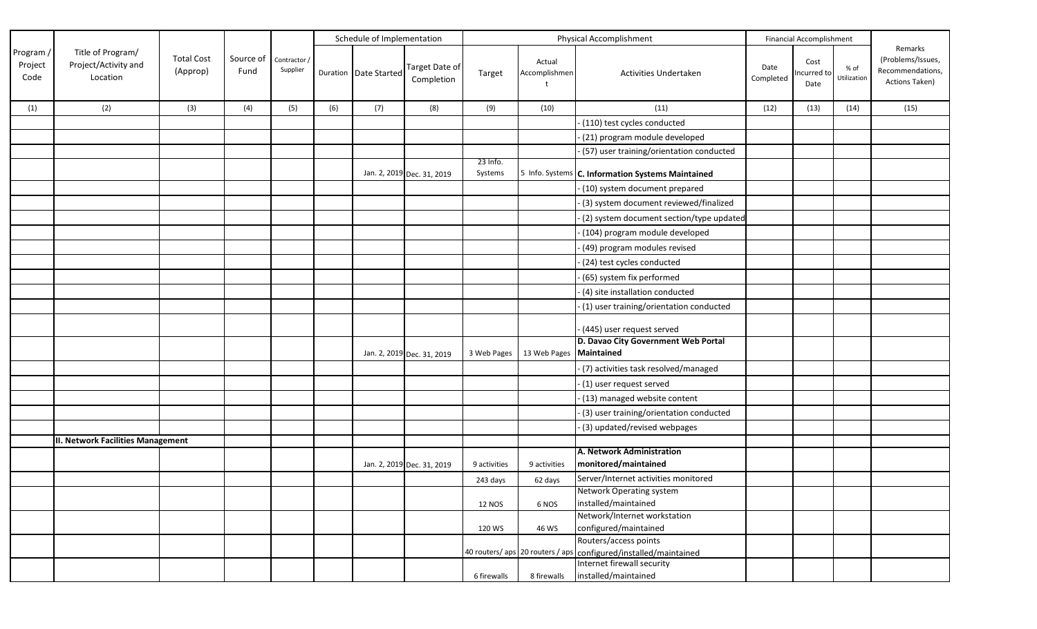| Program / Project Code | Title of Program/ Project/Activity and Location | Total Cost (Approp) | Source of Fund | Contractor / Supplier | Schedule of Implementation | | | Physical Accomplishment | | | Financial Accomplishment | | | Remarks (Problems/Issues, Recommendations, Actions Taken) |
|---|---|---|---|---|---|---|---|---|---|---|---|---|---|---|
| | | | | | Duration | Date Started | Target Date of Completion | Target | Actual Accomplishment | Activities Undertaken | Date Completed | Cost Incurred to Date | % of Utilization | |
| (1) | (2) | (3) | (4) | (5) | (6) | (7) | (8) | (9) | (10) | (11) | (12) | (13) | (14) | (15) |
| | | | | | | | | | | - (110) test cycles conducted | | | | |
| | | | | | | | | | | - (21) program module developed | | | | |
| | | | | | | | | | | - (57) user training/orientation conducted | | | | |
| | | | | | | Jan. 2, 2019 | Dec. 31, 2019 | 23 Info. Systems | 5 Info. Systems | **C. Information Systems Maintained** | | | | |
| | | | | | | | | | | - (10) system document prepared | | | | |
| | | | | | | | | | | - (3) system document reviewed/finalized | | | | |
| | | | | | | | | | | - (2) system document section/type updated | | | | |
| | | | | | | | | | | - (104) program module developed | | | | |
| | | | | | | | | | | - (49) program modules revised | | | | |
| | | | | | | | | | | - (24) test cycles conducted | | | | |
| | | | | | | | | | | - (65) system fix performed | | | | |
| | | | | | | | | | | - (4) site installation conducted | | | | |
| | | | | | | | | | | - (1) user training/orientation conducted | | | | |
| | | | | | | | | | | - (445) user request served | | | | |
| | | | | | | Jan. 2, 2019 | Dec. 31, 2019 | 3 Web Pages | 13 Web Pages | **D. Davao City Government Web Portal Maintained** | | | | |
| | | | | | | | | | | - (7) activities task resolved/managed | | | | |
| | | | | | | | | | | - (1) user request served | | | | |
| | | | | | | | | | | - (13) managed website content | | | | |
| | | | | | | | | | | - (3) user training/orientation conducted | | | | |
| | | | | | | | | | | - (3) updated/revised webpages | | | | |
| | **II. Network Facilities Management** | | | | | | | | | | | | | |
| | | | | | | Jan. 2, 2019 | Dec. 31, 2019 | 9 activities | 9 activities | **A. Network Administration monitored/maintained** | | | | |
| | | | | | | | | 243 days | 62 days | Server/Internet activities monitored | | | | |
| | | | | | | | | 12 NOS | 6 NOS | Network Operating system installed/maintained | | | | |
| | | | | | | | | 120 WS | 46 WS | Network/Internet workstation configured/maintained | | | | |
| | | | | | | | | 40 routers/ aps | 20 routers / aps | Routers/access points configured/installed/maintained | | | | |
| | | | | | | | | 6 firewalls | 8 firewalls | Internet firewall security installed/maintained | | | | |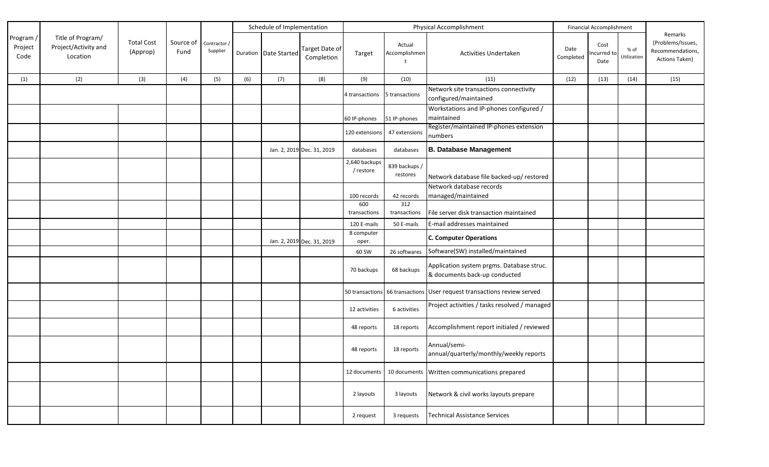| Program / Project Code | Title of Program/ Project/Activity and Location | Total Cost (Approp) | Source of Fund | Contractor / Supplier | Schedule of Implementation | | | Physical Accomplishment | | | Financial Accomplishment | | | Remarks (Problems/Issues, Recommendations, Actions Taken) |
|---|---|---|---|---|---|---|---|---|---|---|---|---|---|---|
| | | | | | Duration | Date Started | Target Date of Completion | Target | Actual Accomplishment | Activities Undertaken | Date Completed | Cost Incurred to Date | % of Utilization | |
| (1) | (2) | (3) | (4) | (5) | (6) | (7) | (8) | (9) | (10) | (11) | (12) | (13) | (14) | (15) |
| | | | | | | | | 4 transactions | 5 transactions | Network site transactions connectivity configured/maintained | | | | |
| | | | | | | | | 60 IP-phones | 51 IP-phones | Workstations and IP-phones configured / maintained | | | | |
| | | | | | | | | 120 extensions | 47 extensions | Register/maintained IP-phones extension numbers | | | | |
| | | | | | | Jan. 2, 2019 | Dec. 31, 2019 | databases | databases | **B. Database Management** | | | | |
| | | | | | | | | 2,640 backups / restore | 839 backups / restores | Network database file backed-up/ restored | | | | |
| | | | | | | | | 100 records | 42 records | Network database records managed/maintained | | | | |
| | | | | | | | | 600 transactions | 312 transactions | File server disk transaction maintained | | | | |
| | | | | | | | | 120 E-mails | 50 E-mails | E-mail addresses maintained | | | | |
| | | | | | | Jan. 2, 2019 | Dec. 31, 2019 | 8 computer oper. | | **C. Computer Operations** | | | | |
| | | | | | | | | 60 SW | 26 softwares | Software(SW) installed/maintained | | | | |
| | | | | | | | | 70 backups | 68 backups | Application system prgms. Database struc. & documents back-up conducted | | | | |
| | | | | | | | | 50 transactions | 66 transactions | User request transactions review served | | | | |
| | | | | | | | | 12 activities | 6 activities | Project activities / tasks resolved / managed | | | | |
| | | | | | | | | 48 reports | 18 reports | Accomplishment report initialed / reviewed | | | | |
| | | | | | | | | 48 reports | 18 reports | Annual/semi-annual/quarterly/monthly/weekly reports | | | | |
| | | | | | | | | 12 documents | 10 documents | Written communications prepared | | | | |
| | | | | | | | | 2 layouts | 3 layouts | Network & civil works layouts prepare | | | | |
| | | | | | | | | 2 request | 3 requests | Technical Assistance Services | | | | |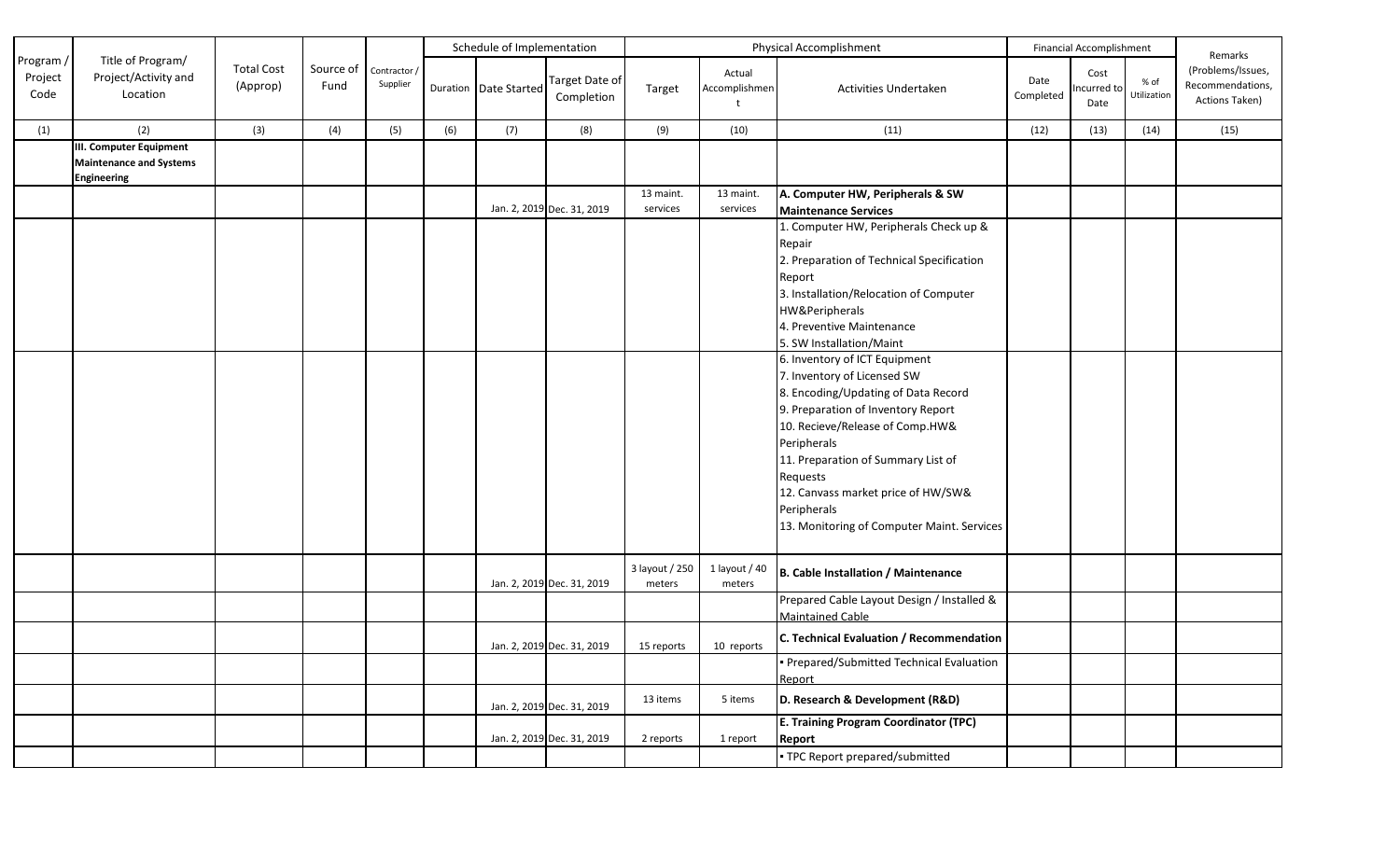| Program / Project Code | Title of Program/ Project/Activity and Location | Total Cost (Approp) | Source of Fund | Contractor / Supplier | Schedule of Implementation | | | Physical Accomplishment | | | Financial Accomplishment | | | Remarks (Problems/Issues, Recommendations, Actions Taken) |
|---|---|---|---|---|---|---|---|---|---|---|---|---|---|---|
| | | | | | Duration | Date Started | Target Date of Completion | Target | Actual Accomplishment | Activities Undertaken | Date Completed | Cost Incurred to Date | % of Utilization | |
| (1) | (2) | (3) | (4) | (5) | (6) | (7) | (8) | (9) | (10) | (11) | (12) | (13) | (14) | (15) |
| | **III. Computer Equipment Maintenance and Systems Engineering** | | | | | | | | | | | | | |
| | | | | | | Jan. 2, 2019 | Dec. 31, 2019 | 13 maint. services | 13 maint. services | **A. Computer HW, Peripherals & SW Maintenance Services** | | | | |
| | | | | | | | | | | 1. Computer HW, Peripherals Check up & Repair<br>2. Preparation of Technical Specification Report<br>3. Installation/Relocation of Computer HW&Peripherals<br>4. Preventive Maintenance<br>5. SW Installation/Maint | | | | |
| | | | | | | | | | | 6. Inventory of ICT Equipment<br>7. Inventory of Licensed SW<br>8. Encoding/Updating of Data Record<br>9. Preparation of Inventory Report<br>10. Recieve/Release of Comp.HW& Peripherals<br>11. Preparation of Summary List of Requests<br>12. Canvass market price of HW/SW& Peripherals<br>13. Monitoring of Computer Maint. Services | | | | |
| | | | | | | Jan. 2, 2019 | Dec. 31, 2019 | 3 layout / 250 meters | 1 layout / 40 meters | **B. Cable Installation / Maintenance** | | | | |
| | | | | | | | | | | Prepared Cable Layout Design / Installed & Maintained Cable | | | | |
| | | | | | | Jan. 2, 2019 | Dec. 31, 2019 | 15 reports | 10 reports | **C. Technical Evaluation / Recommendation** | | | | |
| | | | | | | | | | | • Prepared/Submitted Technical Evaluation Report | | | | |
| | | | | | | Jan. 2, 2019 | Dec. 31, 2019 | 13 items | 5 items | **D. Research & Development (R&D)** | | | | |
| | | | | | | Jan. 2, 2019 | Dec. 31, 2019 | 2 reports | 1 report | **E. Training Program Coordinator (TPC) Report** | | | | |
| | | | | | | | | | | • TPC Report prepared/submitted | | | | |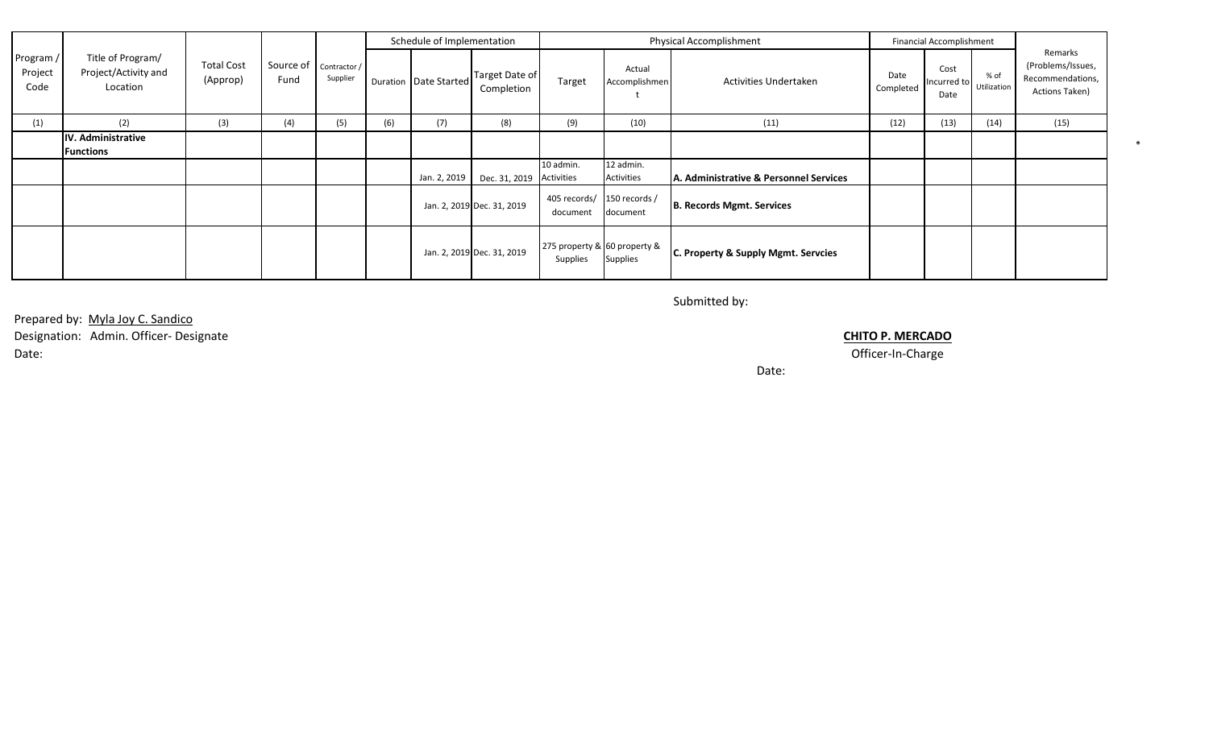| Program / Project Code | Title of Program/ Project/Activity and Location | Total Cost (Approp) | Source of Fund | Contractor / Supplier | Schedule of Implementation | | | Physical Accomplishment | | | Financial Accomplishment | | | Remarks (Problems/Issues, Recommendations, Actions Taken) |
|---|---|---|---|---|---|---|---|---|---|---|---|---|---|---|
| | | | | | Duration | Date Started | Target Date of Completion | Target | Actual Accomplishment | Activities Undertaken | Date Completed | Cost Incurred to Date | % of Utilization | |
| (1) | (2) | (3) | (4) | (5) | (6) | (7) | (8) | (9) | (10) | (11) | (12) | (13) | (14) | (15) |
| | **IV. Administrative Functions** | | | | | | | | | | | | | |
| | | | | | | Jan. 2, 2019 | Dec. 31, 2019 | 10 admin. Activities | 12 admin. Activities | **A. Administrative & Personnel Services** | | | | |
| | | | | | | Jan. 2, 2019 | Dec. 31, 2019 | 405 records/ document | 150 records / document | **B. Records Mgmt. Services** | | | | |
| | | | | | | Jan. 2, 2019 | Dec. 31, 2019 | 275 property & Supplies | 60 property & Supplies | **C. Property & Supply Mgmt. Servcies** | | | | |

*

Prepared by: Myla Joy C. Sandico
Designation: Admin. Officer- Designate
Date:

Submitted by:

**CHITO P. MERCADO**
Officer-In-Charge

Date: